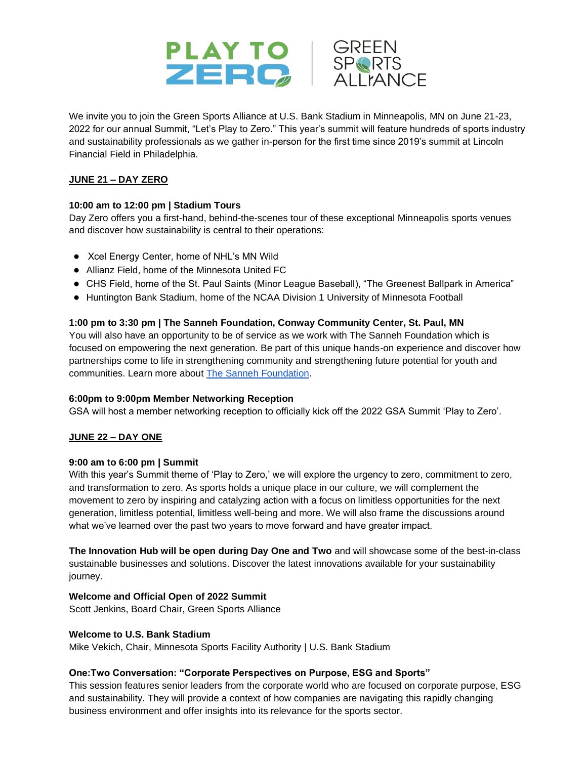PLAY TO ZERO | GREEN SPORTS ALLIANCE

We invite you to join the Green Sports Alliance at U.S. Bank Stadium in Minneapolis, MN on June 21-23, 2022 for our annual Summit, "Let's Play to Zero." This year's summit will feature hundreds of sports industry and sustainability professionals as we gather in-person for the first time since 2019's summit at Lincoln Financial Field in Philadelphia.

## JUNE 21 – DAY ZERO

**10:00 am to 12:00 pm | Stadium Tours**

Day Zero offers you a first-hand, behind-the-scenes tour of these exceptional Minneapolis sports venues and discover how sustainability is central to their operations:

- Xcel Energy Center, home of NHL's MN Wild
- Allianz Field, home of the Minnesota United FC
- CHS Field, home of the St. Paul Saints (Minor League Baseball), "The Greenest Ballpark in America"
- Huntington Bank Stadium, home of the NCAA Division 1 University of Minnesota Football

**1:00 pm to 3:30 pm | The Sanneh Foundation, Conway Community Center, St. Paul, MN**

You will also have an opportunity to be of service as we work with The Sanneh Foundation which is focused on empowering the next generation. Be part of this unique hands-on experience and discover how partnerships come to life in strengthening community and strengthening future potential for youth and communities. Learn more about The Sanneh Foundation.

**6:00pm to 9:00pm Member Networking Reception**

GSA will host a member networking reception to officially kick off the 2022 GSA Summit 'Play to Zero'.

## JUNE 22 – DAY ONE

**9:00 am to 6:00 pm | Summit**

With this year's Summit theme of 'Play to Zero,' we will explore the urgency to zero, commitment to zero, and transformation to zero. As sports holds a unique place in our culture, we will complement the movement to zero by inspiring and catalyzing action with a focus on limitless opportunities for the next generation, limitless potential, limitless well-being and more. We will also frame the discussions around what we've learned over the past two years to move forward and have greater impact.

**The Innovation Hub will be open during Day One and Two** and will showcase some of the best-in-class sustainable businesses and solutions. Discover the latest innovations available for your sustainability journey.

**Welcome and Official Open of 2022 Summit**

Scott Jenkins, Board Chair, Green Sports Alliance

**Welcome to U.S. Bank Stadium**

Mike Vekich, Chair, Minnesota Sports Facility Authority | U.S. Bank Stadium

**One:Two Conversation: "Corporate Perspectives on Purpose, ESG and Sports"**

This session features senior leaders from the corporate world who are focused on corporate purpose, ESG and sustainability. They will provide a context of how companies are navigating this rapidly changing business environment and offer insights into its relevance for the sports sector.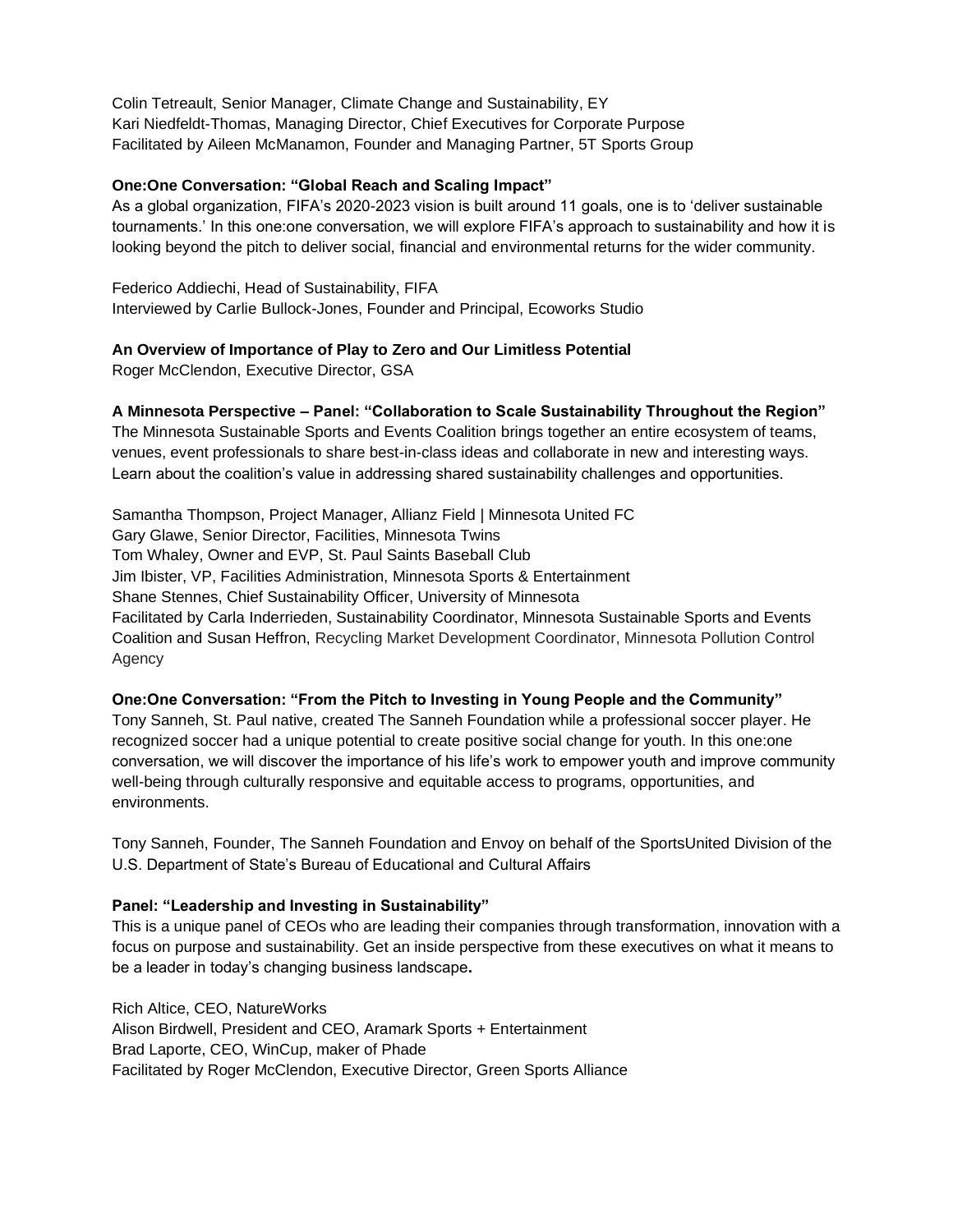Colin Tetreault, Senior Manager, Climate Change and Sustainability, EY
Kari Niedfeldt-Thomas, Managing Director, Chief Executives for Corporate Purpose
Facilitated by Aileen McManamon, Founder and Managing Partner, 5T Sports Group

**One:One Conversation: "Global Reach and Scaling Impact"**
As a global organization, FIFA's 2020-2023 vision is built around 11 goals, one is to 'deliver sustainable tournaments.' In this one:one conversation, we will explore FIFA's approach to sustainability and how it is looking beyond the pitch to deliver social, financial and environmental returns for the wider community.

Federico Addiechi, Head of Sustainability, FIFA
Interviewed by Carlie Bullock-Jones, Founder and Principal, Ecoworks Studio

**An Overview of Importance of Play to Zero and Our Limitless Potential**
Roger McClendon, Executive Director, GSA

**A Minnesota Perspective – Panel: "Collaboration to Scale Sustainability Throughout the Region"**
The Minnesota Sustainable Sports and Events Coalition brings together an entire ecosystem of teams, venues, event professionals to share best-in-class ideas and collaborate in new and interesting ways. Learn about the coalition's value in addressing shared sustainability challenges and opportunities.

Samantha Thompson, Project Manager, Allianz Field | Minnesota United FC
Gary Glawe, Senior Director, Facilities, Minnesota Twins
Tom Whaley, Owner and EVP, St. Paul Saints Baseball Club
Jim Ibister, VP, Facilities Administration, Minnesota Sports & Entertainment
Shane Stennes, Chief Sustainability Officer, University of Minnesota
Facilitated by Carla Inderrieden, Sustainability Coordinator, Minnesota Sustainable Sports and Events Coalition and Susan Heffron, Recycling Market Development Coordinator, Minnesota Pollution Control Agency

**One:One Conversation: "From the Pitch to Investing in Young People and the Community"**
Tony Sanneh, St. Paul native, created The Sanneh Foundation while a professional soccer player. He recognized soccer had a unique potential to create positive social change for youth. In this one:one conversation, we will discover the importance of his life's work to empower youth and improve community well-being through culturally responsive and equitable access to programs, opportunities, and environments.

Tony Sanneh, Founder, The Sanneh Foundation and Envoy on behalf of the SportsUnited Division of the U.S. Department of State's Bureau of Educational and Cultural Affairs

**Panel: "Leadership and Investing in Sustainability"**
This is a unique panel of CEOs who are leading their companies through transformation, innovation with a focus on purpose and sustainability. Get an inside perspective from these executives on what it means to be a leader in today's changing business landscape.

Rich Altice, CEO, NatureWorks
Alison Birdwell, President and CEO, Aramark Sports + Entertainment
Brad Laporte, CEO, WinCup, maker of Phade
Facilitated by Roger McClendon, Executive Director, Green Sports Alliance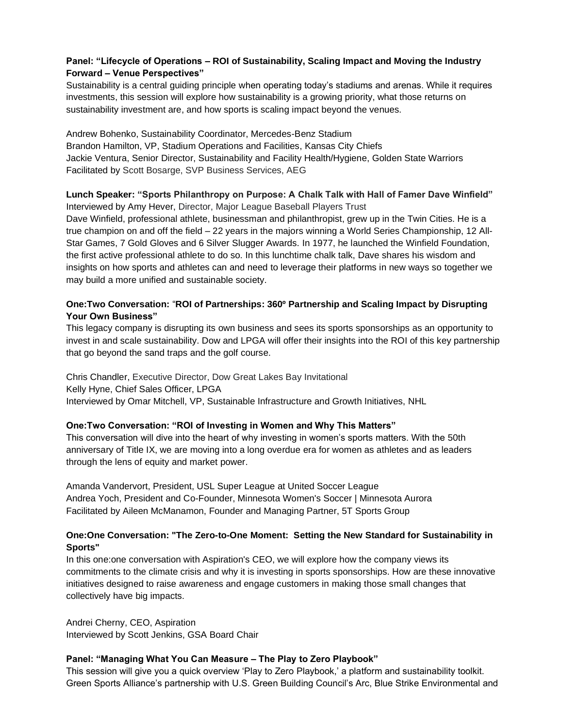**Panel: "Lifecycle of Operations – ROI of Sustainability, Scaling Impact and Moving the Industry Forward – Venue Perspectives"**

Sustainability is a central guiding principle when operating today's stadiums and arenas. While it requires investments, this session will explore how sustainability is a growing priority, what those returns on sustainability investment are, and how sports is scaling impact beyond the venues.

Andrew Bohenko, Sustainability Coordinator, Mercedes-Benz Stadium
Brandon Hamilton, VP, Stadium Operations and Facilities, Kansas City Chiefs
Jackie Ventura, Senior Director, Sustainability and Facility Health/Hygiene, Golden State Warriors
Facilitated by Scott Bosarge, SVP Business Services, AEG

**Lunch Speaker: "Sports Philanthropy on Purpose: A Chalk Talk with Hall of Famer Dave Winfield"**
Interviewed by Amy Hever, Director, Major League Baseball Players Trust
Dave Winfield, professional athlete, businessman and philanthropist, grew up in the Twin Cities. He is a true champion on and off the field – 22 years in the majors winning a World Series Championship, 12 All-Star Games, 7 Gold Gloves and 6 Silver Slugger Awards. In 1977, he launched the Winfield Foundation, the first active professional athlete to do so. In this lunchtime chalk talk, Dave shares his wisdom and insights on how sports and athletes can and need to leverage their platforms in new ways so together we may build a more unified and sustainable society.

**One:Two Conversation: "ROI of Partnerships: 360º Partnership and Scaling Impact by Disrupting Your Own Business"**

This legacy company is disrupting its own business and sees its sports sponsorships as an opportunity to invest in and scale sustainability. Dow and LPGA will offer their insights into the ROI of this key partnership that go beyond the sand traps and the golf course.

Chris Chandler, Executive Director, Dow Great Lakes Bay Invitational
Kelly Hyne, Chief Sales Officer, LPGA
Interviewed by Omar Mitchell, VP, Sustainable Infrastructure and Growth Initiatives, NHL

**One:Two Conversation: "ROI of Investing in Women and Why This Matters"**

This conversation will dive into the heart of why investing in women's sports matters. With the 50th anniversary of Title IX, we are moving into a long overdue era for women as athletes and as leaders through the lens of equity and market power.

Amanda Vandervort, President, USL Super League at United Soccer League
Andrea Yoch, President and Co-Founder, Minnesota Women's Soccer | Minnesota Aurora
Facilitated by Aileen McManamon, Founder and Managing Partner, 5T Sports Group

**One:One Conversation: "The Zero-to-One Moment: Setting the New Standard for Sustainability in Sports"**

In this one:one conversation with Aspiration's CEO, we will explore how the company views its commitments to the climate crisis and why it is investing in sports sponsorships. How are these innovative initiatives designed to raise awareness and engage customers in making those small changes that collectively have big impacts.

Andrei Cherny, CEO, Aspiration
Interviewed by Scott Jenkins, GSA Board Chair

**Panel: "Managing What You Can Measure – The Play to Zero Playbook"**

This session will give you a quick overview 'Play to Zero Playbook,' a platform and sustainability toolkit. Green Sports Alliance's partnership with U.S. Green Building Council's Arc, Blue Strike Environmental and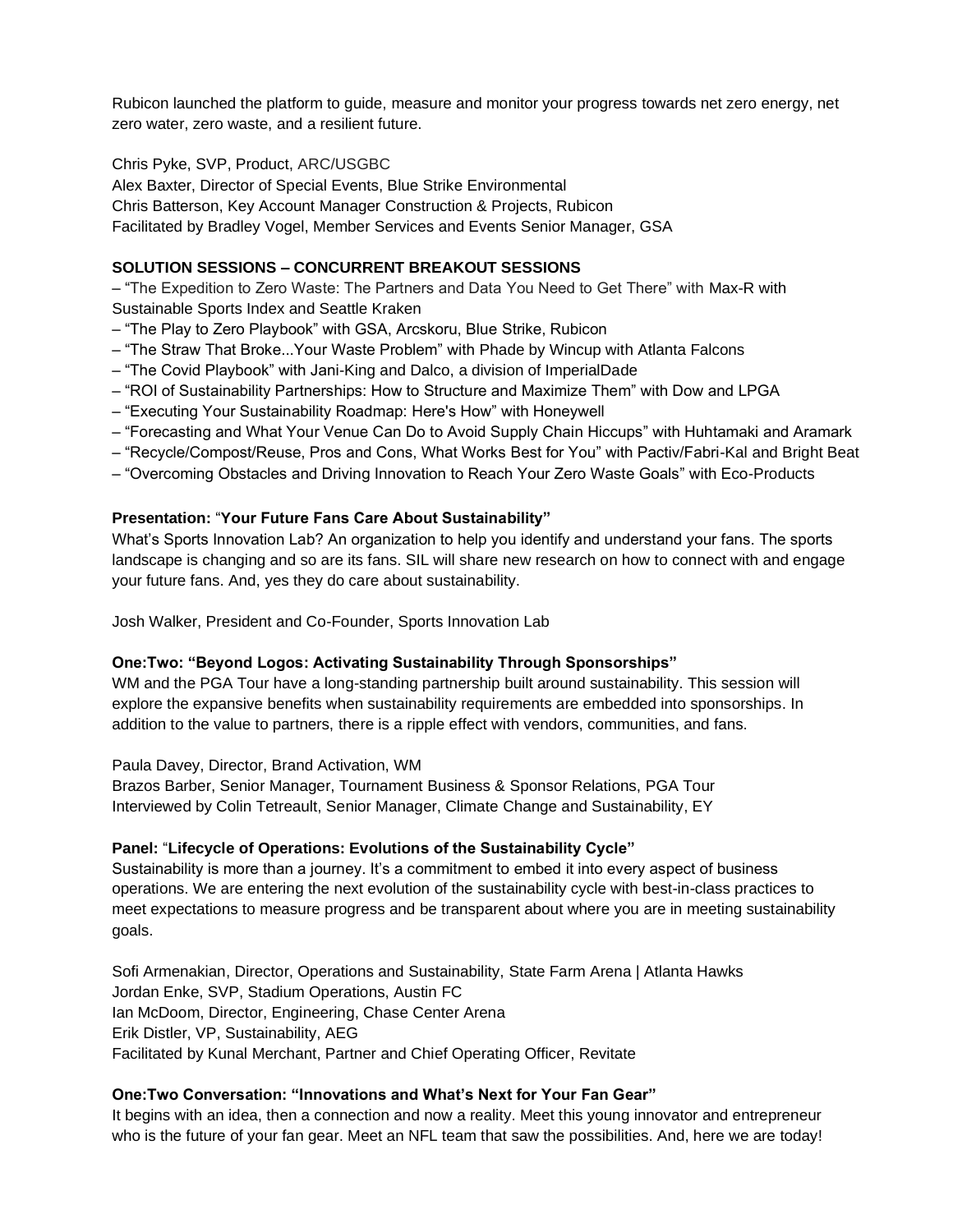Rubicon launched the platform to guide, measure and monitor your progress towards net zero energy, net zero water, zero waste, and a resilient future.

Chris Pyke, SVP, Product, ARC/USGBC
Alex Baxter, Director of Special Events, Blue Strike Environmental
Chris Batterson, Key Account Manager Construction & Projects, Rubicon
Facilitated by Bradley Vogel, Member Services and Events Senior Manager, GSA

**SOLUTION SESSIONS – CONCURRENT BREAKOUT SESSIONS**

– "The Expedition to Zero Waste: The Partners and Data You Need to Get There" with Max-R with Sustainable Sports Index and Seattle Kraken
– "The Play to Zero Playbook" with GSA, Arcskoru, Blue Strike, Rubicon
– "The Straw That Broke...Your Waste Problem" with Phade by Wincup with Atlanta Falcons
– "The Covid Playbook" with Jani-King and Dalco, a division of ImperialDade
– "ROI of Sustainability Partnerships: How to Structure and Maximize Them" with Dow and LPGA
– "Executing Your Sustainability Roadmap: Here's How" with Honeywell
– "Forecasting and What Your Venue Can Do to Avoid Supply Chain Hiccups" with Huhtamaki and Aramark
– "Recycle/Compost/Reuse, Pros and Cons, What Works Best for You" with Pactiv/Fabri-Kal and Bright Beat
– "Overcoming Obstacles and Driving Innovation to Reach Your Zero Waste Goals" with Eco-Products

**Presentation: "Your Future Fans Care About Sustainability"**

What's Sports Innovation Lab? An organization to help you identify and understand your fans. The sports landscape is changing and so are its fans. SIL will share new research on how to connect with and engage your future fans. And, yes they do care about sustainability.

Josh Walker, President and Co-Founder, Sports Innovation Lab

**One:Two: "Beyond Logos: Activating Sustainability Through Sponsorships"**

WM and the PGA Tour have a long-standing partnership built around sustainability. This session will explore the expansive benefits when sustainability requirements are embedded into sponsorships. In addition to the value to partners, there is a ripple effect with vendors, communities, and fans.

Paula Davey, Director, Brand Activation, WM
Brazos Barber, Senior Manager, Tournament Business & Sponsor Relations, PGA Tour
Interviewed by Colin Tetreault, Senior Manager, Climate Change and Sustainability, EY

**Panel: "Lifecycle of Operations: Evolutions of the Sustainability Cycle"**

Sustainability is more than a journey. It's a commitment to embed it into every aspect of business operations. We are entering the next evolution of the sustainability cycle with best-in-class practices to meet expectations to measure progress and be transparent about where you are in meeting sustainability goals.

Sofi Armenakian, Director, Operations and Sustainability, State Farm Arena | Atlanta Hawks
Jordan Enke, SVP, Stadium Operations, Austin FC
Ian McDoom, Director, Engineering, Chase Center Arena
Erik Distler, VP, Sustainability, AEG
Facilitated by Kunal Merchant, Partner and Chief Operating Officer, Revitate

**One:Two Conversation: "Innovations and What's Next for Your Fan Gear"**

It begins with an idea, then a connection and now a reality. Meet this young innovator and entrepreneur who is the future of your fan gear. Meet an NFL team that saw the possibilities. And, here we are today!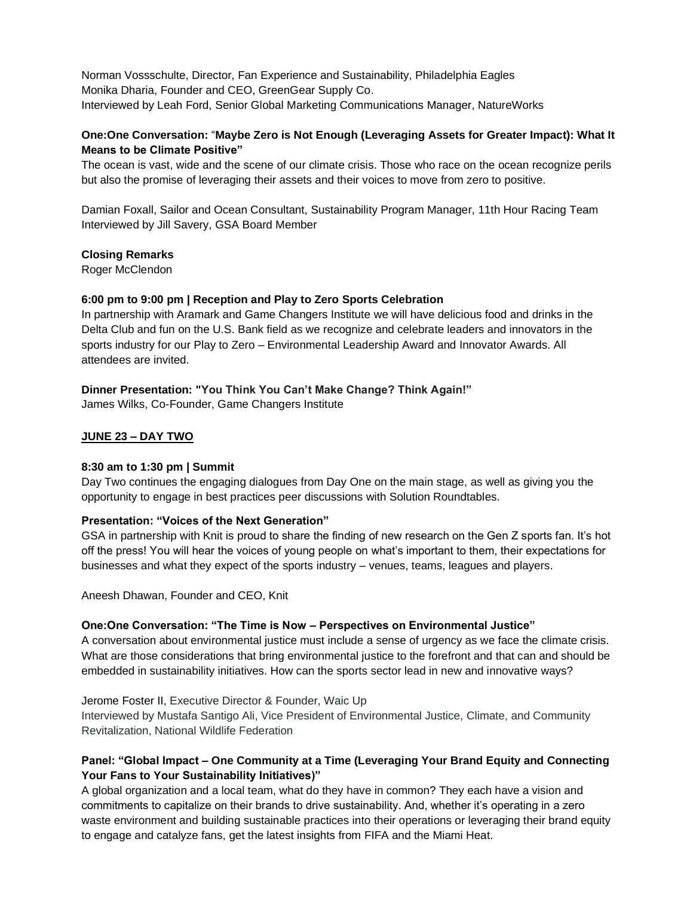Norman Vossschulte, Director, Fan Experience and Sustainability, Philadelphia Eagles
Monika Dharia, Founder and CEO, GreenGear Supply Co.
Interviewed by Leah Ford, Senior Global Marketing Communications Manager, NatureWorks

**One:One Conversation:** "**Maybe Zero is Not Enough (Leveraging Assets for Greater Impact): What It Means to be Climate Positive"**
The ocean is vast, wide and the scene of our climate crisis. Those who race on the ocean recognize perils but also the promise of leveraging their assets and their voices to move from zero to positive.

Damian Foxall, Sailor and Ocean Consultant, Sustainability Program Manager, 11th Hour Racing Team
Interviewed by Jill Savery, GSA Board Member

**Closing Remarks**
Roger McClendon

**6:00 pm to 9:00 pm | Reception and Play to Zero Sports Celebration**
In partnership with Aramark and Game Changers Institute we will have delicious food and drinks in the Delta Club and fun on the U.S. Bank field as we recognize and celebrate leaders and innovators in the sports industry for our Play to Zero – Environmental Leadership Award and Innovator Awards. All attendees are invited.

**Dinner Presentation: "You Think You Can't Make Change? Think Again!"**
James Wilks, Co-Founder, Game Changers Institute

**JUNE 23 – DAY TWO**

**8:30 am to 1:30 pm | Summit**
Day Two continues the engaging dialogues from Day One on the main stage, as well as giving you the opportunity to engage in best practices peer discussions with Solution Roundtables.

**Presentation: "Voices of the Next Generation"**
GSA in partnership with Knit is proud to share the finding of new research on the Gen Z sports fan. It's hot off the press! You will hear the voices of young people on what's important to them, their expectations for businesses and what they expect of the sports industry – venues, teams, leagues and players.

Aneesh Dhawan, Founder and CEO, Knit

**One:One Conversation: "The Time is Now – Perspectives on Environmental Justice"**
A conversation about environmental justice must include a sense of urgency as we face the climate crisis. What are those considerations that bring environmental justice to the forefront and that can and should be embedded in sustainability initiatives. How can the sports sector lead in new and innovative ways?

Jerome Foster II, Executive Director & Founder, Waic Up
Interviewed by Mustafa Santigo Ali, Vice President of Environmental Justice, Climate, and Community Revitalization, National Wildlife Federation

**Panel: "Global Impact – One Community at a Time (Leveraging Your Brand Equity and Connecting Your Fans to Your Sustainability Initiatives)"**
A global organization and a local team, what do they have in common? They each have a vision and commitments to capitalize on their brands to drive sustainability. And, whether it's operating in a zero waste environment and building sustainable practices into their operations or leveraging their brand equity to engage and catalyze fans, get the latest insights from FIFA and the Miami Heat.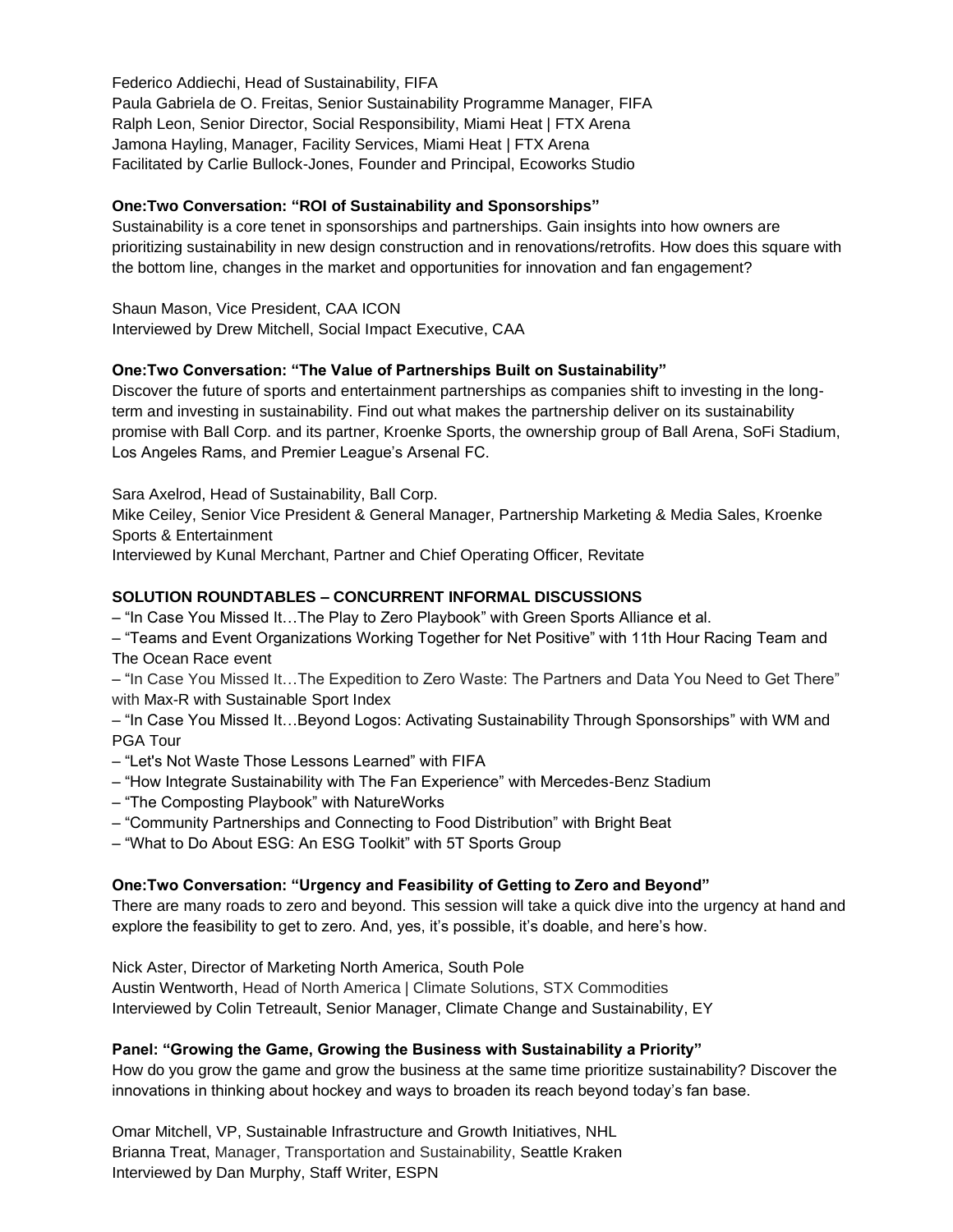Federico Addiechi, Head of Sustainability, FIFA
Paula Gabriela de O. Freitas, Senior Sustainability Programme Manager, FIFA
Ralph Leon, Senior Director, Social Responsibility, Miami Heat | FTX Arena
Jamona Hayling, Manager, Facility Services, Miami Heat | FTX Arena
Facilitated by Carlie Bullock-Jones, Founder and Principal, Ecoworks Studio

**One:Two Conversation: "ROI of Sustainability and Sponsorships"**
Sustainability is a core tenet in sponsorships and partnerships. Gain insights into how owners are prioritizing sustainability in new design construction and in renovations/retrofits. How does this square with the bottom line, changes in the market and opportunities for innovation and fan engagement?

Shaun Mason, Vice President, CAA ICON
Interviewed by Drew Mitchell, Social Impact Executive, CAA

**One:Two Conversation: "The Value of Partnerships Built on Sustainability"**
Discover the future of sports and entertainment partnerships as companies shift to investing in the long-term and investing in sustainability. Find out what makes the partnership deliver on its sustainability promise with Ball Corp. and its partner, Kroenke Sports, the ownership group of Ball Arena, SoFi Stadium, Los Angeles Rams, and Premier League's Arsenal FC.

Sara Axelrod, Head of Sustainability, Ball Corp.
Mike Ceiley, Senior Vice President & General Manager, Partnership Marketing & Media Sales, Kroenke Sports & Entertainment
Interviewed by Kunal Merchant, Partner and Chief Operating Officer, Revitate

**SOLUTION ROUNDTABLES – CONCURRENT INFORMAL DISCUSSIONS**
– "In Case You Missed It…The Play to Zero Playbook" with Green Sports Alliance et al.
– "Teams and Event Organizations Working Together for Net Positive" with 11th Hour Racing Team and The Ocean Race event
– "In Case You Missed It…The Expedition to Zero Waste: The Partners and Data You Need to Get There" with Max-R with Sustainable Sport Index
– "In Case You Missed It…Beyond Logos: Activating Sustainability Through Sponsorships" with WM and PGA Tour
– "Let's Not Waste Those Lessons Learned" with FIFA
– "How Integrate Sustainability with The Fan Experience" with Mercedes-Benz Stadium
– "The Composting Playbook" with NatureWorks
– "Community Partnerships and Connecting to Food Distribution" with Bright Beat
– "What to Do About ESG: An ESG Toolkit" with 5T Sports Group

**One:Two Conversation: "Urgency and Feasibility of Getting to Zero and Beyond"**
There are many roads to zero and beyond. This session will take a quick dive into the urgency at hand and explore the feasibility to get to zero. And, yes, it's possible, it's doable, and here's how.

Nick Aster, Director of Marketing North America, South Pole
Austin Wentworth, Head of North America | Climate Solutions, STX Commodities
Interviewed by Colin Tetreault, Senior Manager, Climate Change and Sustainability, EY

**Panel: "Growing the Game, Growing the Business with Sustainability a Priority"**
How do you grow the game and grow the business at the same time prioritize sustainability? Discover the innovations in thinking about hockey and ways to broaden its reach beyond today's fan base.

Omar Mitchell, VP, Sustainable Infrastructure and Growth Initiatives, NHL
Brianna Treat, Manager, Transportation and Sustainability, Seattle Kraken
Interviewed by Dan Murphy, Staff Writer, ESPN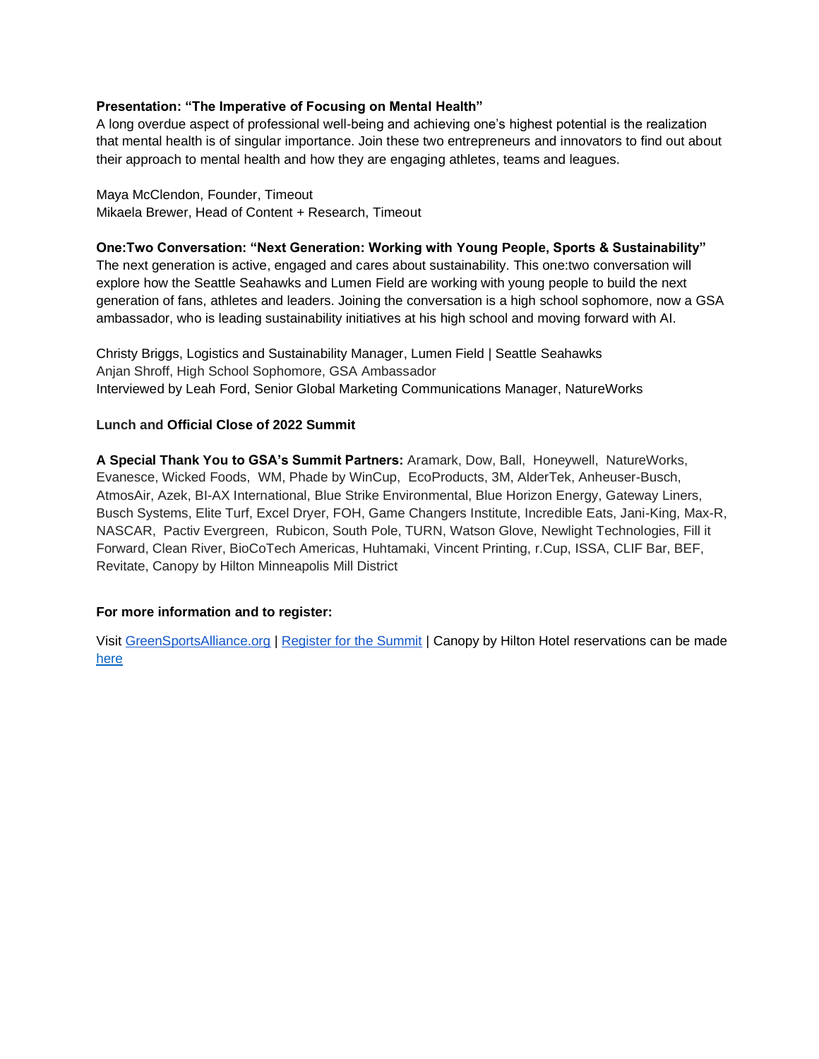**Presentation: "The Imperative of Focusing on Mental Health"**
A long overdue aspect of professional well-being and achieving one's highest potential is the realization that mental health is of singular importance. Join these two entrepreneurs and innovators to find out about their approach to mental health and how they are engaging athletes, teams and leagues.

Maya McClendon, Founder, Timeout
Mikaela Brewer, Head of Content + Research, Timeout

**One:Two Conversation: "Next Generation: Working with Young People, Sports & Sustainability"**
The next generation is active, engaged and cares about sustainability. This one:two conversation will explore how the Seattle Seahawks and Lumen Field are working with young people to build the next generation of fans, athletes and leaders. Joining the conversation is a high school sophomore, now a GSA ambassador, who is leading sustainability initiatives at his high school and moving forward with AI.

Christy Briggs, Logistics and Sustainability Manager, Lumen Field | Seattle Seahawks
Anjan Shroff, High School Sophomore, GSA Ambassador
Interviewed by Leah Ford, Senior Global Marketing Communications Manager, NatureWorks

**Lunch and Official Close of 2022 Summit**

**A Special Thank You to GSA's Summit Partners:** Aramark, Dow, Ball, Honeywell, NatureWorks, Evanesce, Wicked Foods, WM, Phade by WinCup, EcoProducts, 3M, AlderTek, Anheuser-Busch, AtmosAir, Azek, BI-AX International, Blue Strike Environmental, Blue Horizon Energy, Gateway Liners, Busch Systems, Elite Turf, Excel Dryer, FOH, Game Changers Institute, Incredible Eats, Jani-King, Max-R, NASCAR, Pactiv Evergreen, Rubicon, South Pole, TURN, Watson Glove, Newlight Technologies, Fill it Forward, Clean River, BioCoTech Americas, Huhtamaki, Vincent Printing, r.Cup, ISSA, CLIF Bar, BEF, Revitate, Canopy by Hilton Minneapolis Mill District

**For more information and to register:**

Visit GreenSportsAlliance.org | Register for the Summit | Canopy by Hilton Hotel reservations can be made here